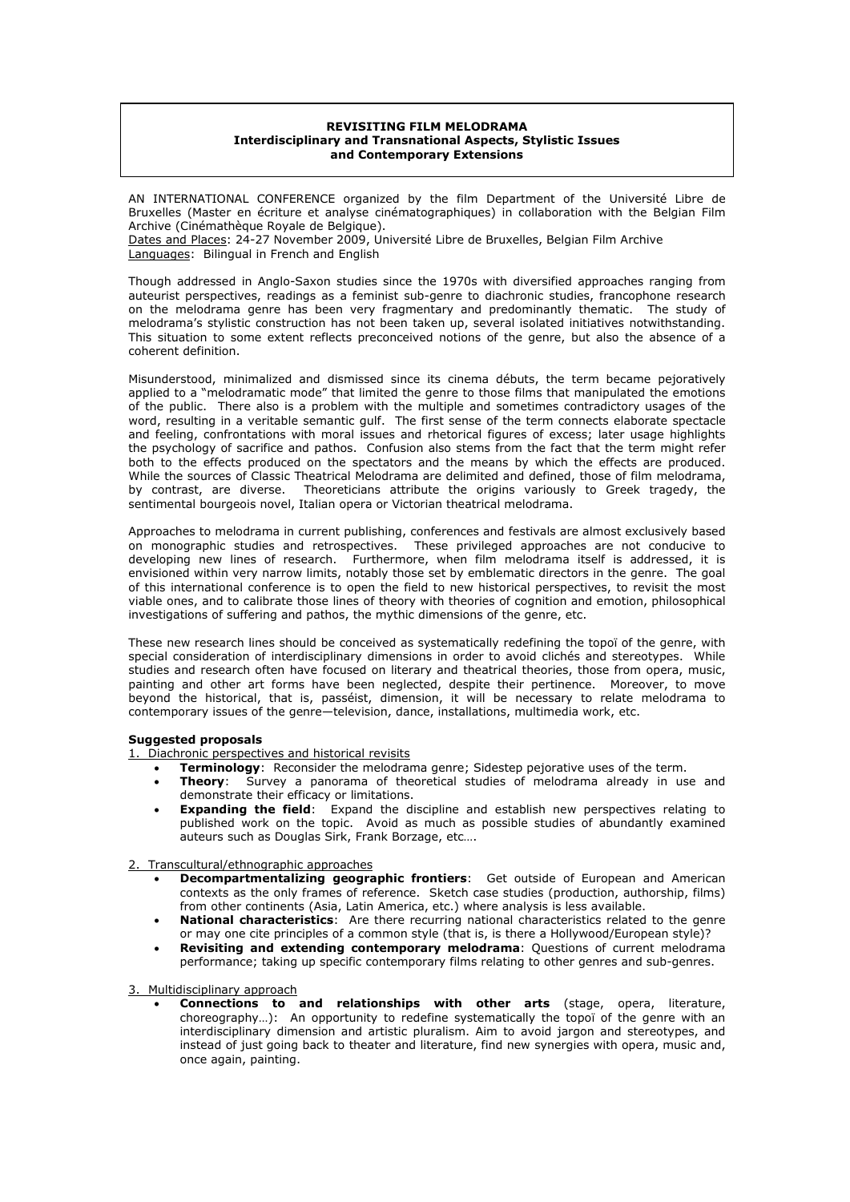# REVISITING FILM MELODRAMA
## Interdisciplinary and Transnational Aspects, Stylistic Issues and Contemporary Extensions

AN INTERNATIONAL CONFERENCE organized by the film Department of the Université Libre de Bruxelles (Master en écriture et analyse cinématographiques) in collaboration with the Belgian Film Archive (Cinémathèque Royale de Belgique).
Dates and Places: 24-27 November 2009, Université Libre de Bruxelles, Belgian Film Archive
Languages: Bilingual in French and English

Though addressed in Anglo-Saxon studies since the 1970s with diversified approaches ranging from auteurist perspectives, readings as a feminist sub-genre to diachronic studies, francophone research on the melodrama genre has been very fragmentary and predominantly thematic. The study of melodrama's stylistic construction has not been taken up, several isolated initiatives notwithstanding. This situation to some extent reflects preconceived notions of the genre, but also the absence of a coherent definition.

Misunderstood, minimalized and dismissed since its cinema débuts, the term became pejoratively applied to a "melodramatic mode" that limited the genre to those films that manipulated the emotions of the public. There also is a problem with the multiple and sometimes contradictory usages of the word, resulting in a veritable semantic gulf. The first sense of the term connects elaborate spectacle and feeling, confrontations with moral issues and rhetorical figures of excess; later usage highlights the psychology of sacrifice and pathos. Confusion also stems from the fact that the term might refer both to the effects produced on the spectators and the means by which the effects are produced. While the sources of Classic Theatrical Melodrama are delimited and defined, those of film melodrama, by contrast, are diverse. Theoreticians attribute the origins variously to Greek tragedy, the sentimental bourgeois novel, Italian opera or Victorian theatrical melodrama.

Approaches to melodrama in current publishing, conferences and festivals are almost exclusively based on monographic studies and retrospectives. These privileged approaches are not conducive to developing new lines of research. Furthermore, when film melodrama itself is addressed, it is envisioned within very narrow limits, notably those set by emblematic directors in the genre. The goal of this international conference is to open the field to new historical perspectives, to revisit the most viable ones, and to calibrate those lines of theory with theories of cognition and emotion, philosophical investigations of suffering and pathos, the mythic dimensions of the genre, etc.

These new research lines should be conceived as systematically redefining the topoï of the genre, with special consideration of interdisciplinary dimensions in order to avoid clichés and stereotypes. While studies and research often have focused on literary and theatrical theories, those from opera, music, painting and other art forms have been neglected, despite their pertinence. Moreover, to move beyond the historical, that is, passéist, dimension, it will be necessary to relate melodrama to contemporary issues of the genre—television, dance, installations, multimedia work, etc.

**Suggested proposals**

1. Diachronic perspectives and historical revisits
   - **Terminology**: Reconsider the melodrama genre; Sidestep pejorative uses of the term.
   - **Theory**: Survey a panorama of theoretical studies of melodrama already in use and demonstrate their efficacy or limitations.
   - **Expanding the field**: Expand the discipline and establish new perspectives relating to published work on the topic. Avoid as much as possible studies of abundantly examined auteurs such as Douglas Sirk, Frank Borzage, etc….

2. Transcultural/ethnographic approaches
   - **Decompartmentalizing geographic frontiers**: Get outside of European and American contexts as the only frames of reference. Sketch case studies (production, authorship, films) from other continents (Asia, Latin America, etc.) where analysis is less available.
   - **National characteristics**: Are there recurring national characteristics related to the genre or may one cite principles of a common style (that is, is there a Hollywood/European style)?
   - **Revisiting and extending contemporary melodrama**: Questions of current melodrama performance; taking up specific contemporary films relating to other genres and sub-genres.

3. Multidisciplinary approach
   - **Connections to and relationships with other arts** (stage, opera, literature, choreography…): An opportunity to redefine systematically the topoï of the genre with an interdisciplinary dimension and artistic pluralism. Aim to avoid jargon and stereotypes, and instead of just going back to theater and literature, find new synergies with opera, music and, once again, painting.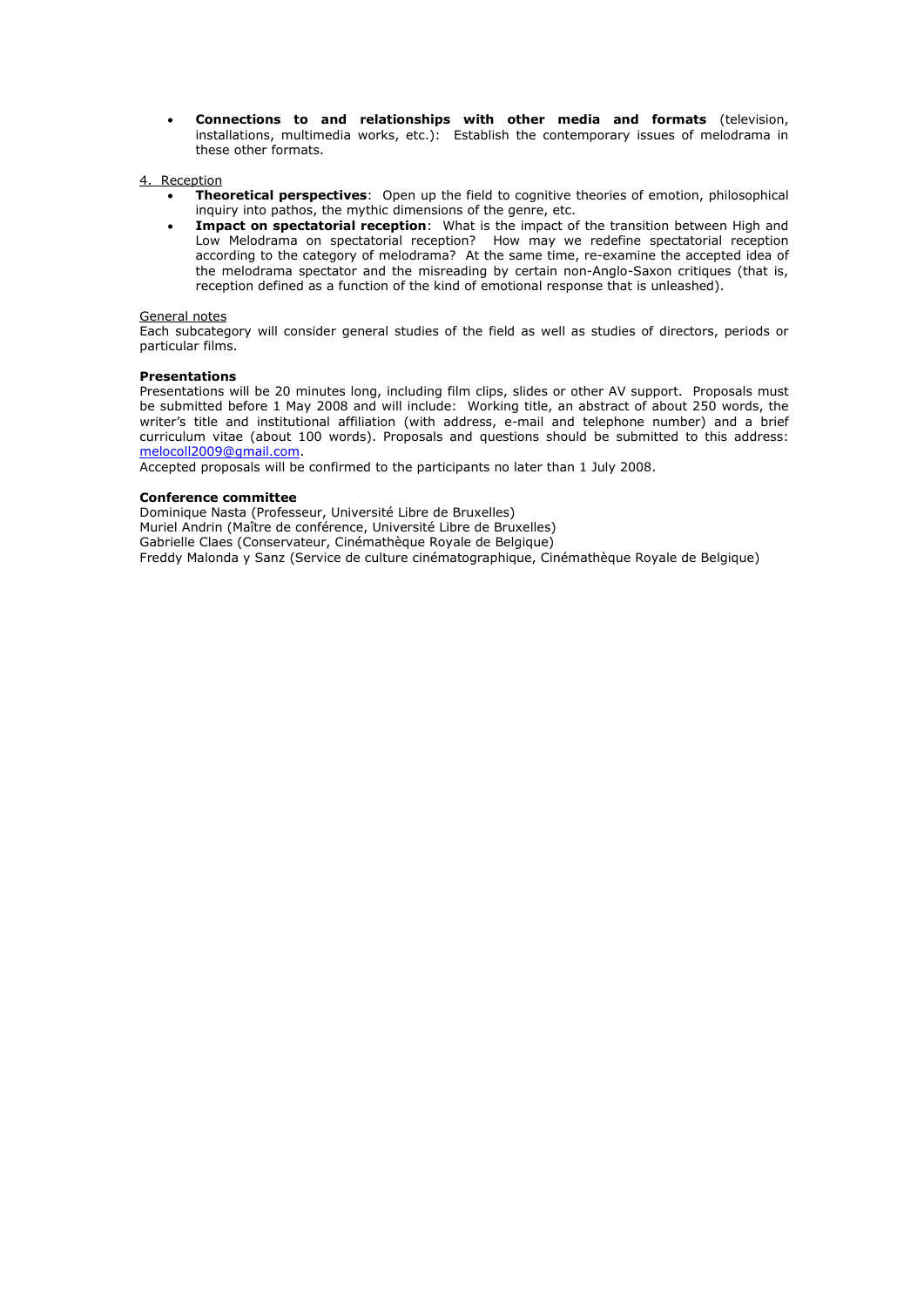- **Connections to and relationships with other media and formats** (television, installations, multimedia works, etc.): Establish the contemporary issues of melodrama in these other formats.

4. Reception

- **Theoretical perspectives**: Open up the field to cognitive theories of emotion, philosophical inquiry into pathos, the mythic dimensions of the genre, etc.
- **Impact on spectatorial reception**: What is the impact of the transition between High and Low Melodrama on spectatorial reception? How may we redefine spectatorial reception according to the category of melodrama? At the same time, re-examine the accepted idea of the melodrama spectator and the misreading by certain non-Anglo-Saxon critiques (that is, reception defined as a function of the kind of emotional response that is unleashed).

General notes

Each subcategory will consider general studies of the field as well as studies of directors, periods or particular films.

**Presentations**

Presentations will be 20 minutes long, including film clips, slides or other AV support. Proposals must be submitted before 1 May 2008 and will include: Working title, an abstract of about 250 words, the writer's title and institutional affiliation (with address, e-mail and telephone number) and a brief curriculum vitae (about 100 words). Proposals and questions should be submitted to this address: melocoll2009@gmail.com.

Accepted proposals will be confirmed to the participants no later than 1 July 2008.

**Conference committee**

Dominique Nasta (Professeur, Université Libre de Bruxelles)
Muriel Andrin (Maître de conférence, Université Libre de Bruxelles)
Gabrielle Claes (Conservateur, Cinémathèque Royale de Belgique)
Freddy Malonda y Sanz (Service de culture cinématographique, Cinémathèque Royale de Belgique)